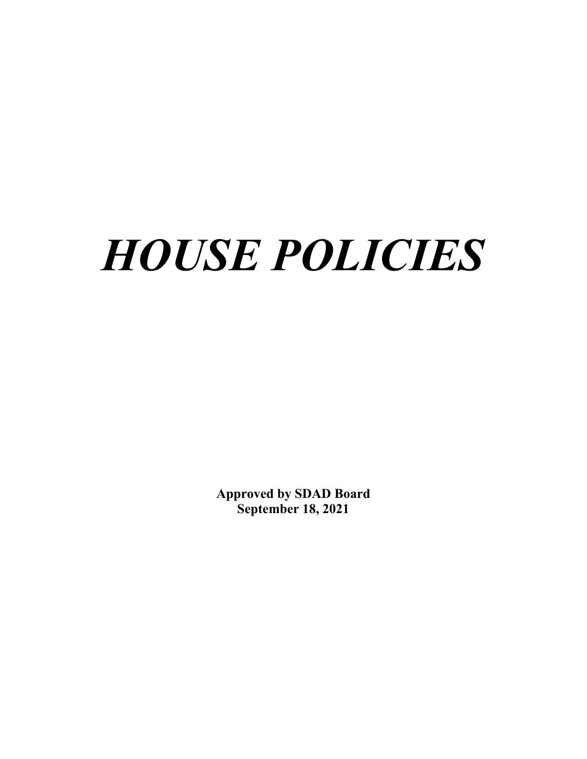# ***HOUSE POLICIES***

**Approved by SDAD Board**
**September 18, 2021**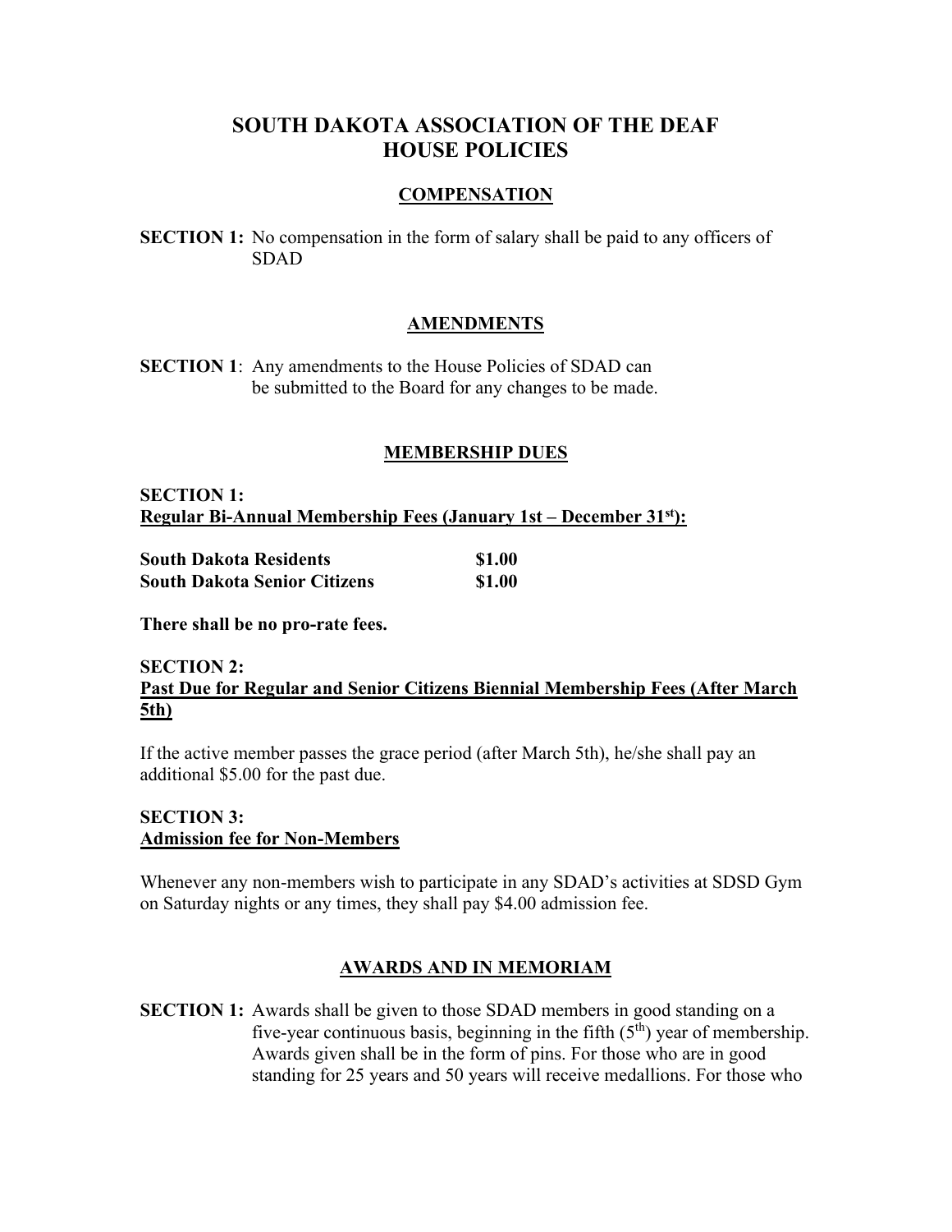# SOUTH DAKOTA ASSOCIATION OF THE DEAF
# HOUSE POLICIES

## COMPENSATION

**SECTION 1:** No compensation in the form of salary shall be paid to any officers of SDAD

## AMENDMENTS

**SECTION 1**: Any amendments to the House Policies of SDAD can be submitted to the Board for any changes to be made.

## MEMBERSHIP DUES

**SECTION 1:**
**Regular Bi-Annual Membership Fees (January 1st – December 31st):**

| | |
|---|---|
| **South Dakota Residents** | **$1.00** |
| **South Dakota Senior Citizens** | **$1.00** |

**There shall be no pro-rate fees.**

**SECTION 2:**
**Past Due for Regular and Senior Citizens Biennial Membership Fees (After March 5th)**

If the active member passes the grace period (after March 5th), he/she shall pay an additional $5.00 for the past due.

**SECTION 3:**
**Admission fee for Non-Members**

Whenever any non-members wish to participate in any SDAD's activities at SDSD Gym on Saturday nights or any times, they shall pay $4.00 admission fee.

## AWARDS AND IN MEMORIAM

**SECTION 1:** Awards shall be given to those SDAD members in good standing on a five-year continuous basis, beginning in the fifth (5th) year of membership. Awards given shall be in the form of pins. For those who are in good standing for 25 years and 50 years will receive medallions. For those who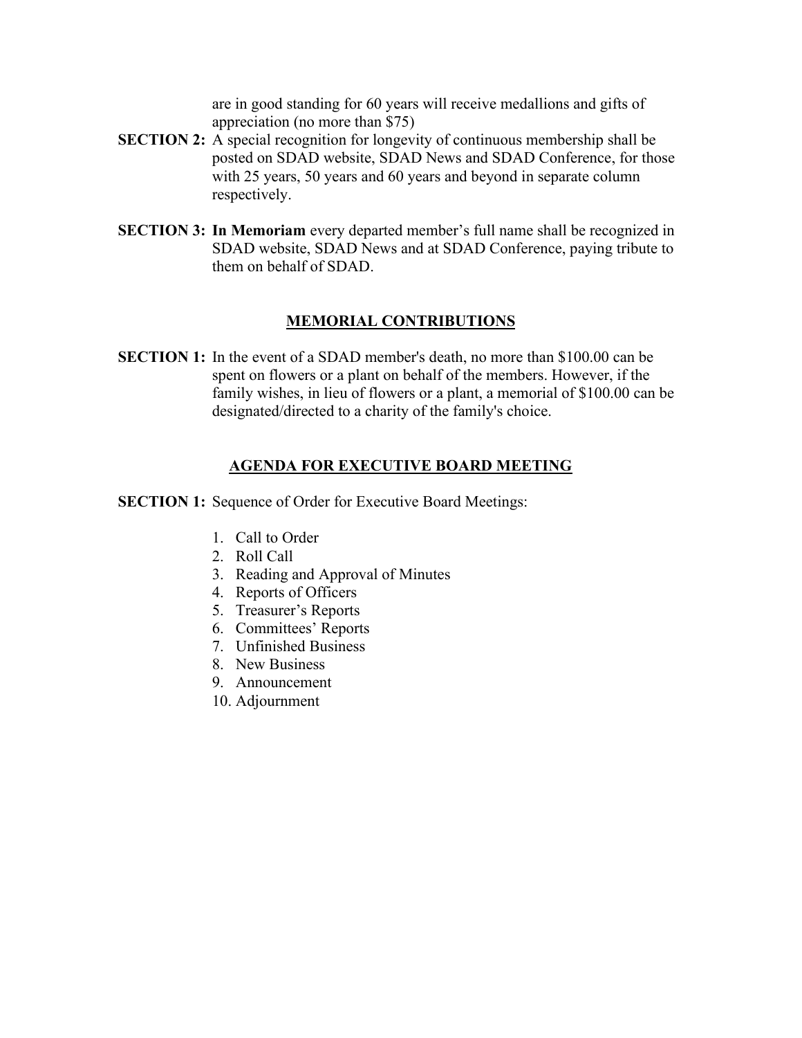are in good standing for 60 years will receive medallions and gifts of appreciation (no more than $75)

**SECTION 2:** A special recognition for longevity of continuous membership shall be posted on SDAD website, SDAD News and SDAD Conference, for those with 25 years, 50 years and 60 years and beyond in separate column respectively.

**SECTION 3:** **In Memoriam** every departed member's full name shall be recognized in SDAD website, SDAD News and at SDAD Conference, paying tribute to them on behalf of SDAD.

## MEMORIAL CONTRIBUTIONS

**SECTION 1:** In the event of a SDAD member's death, no more than $100.00 can be spent on flowers or a plant on behalf of the members. However, if the family wishes, in lieu of flowers or a plant, a memorial of $100.00 can be designated/directed to a charity of the family's choice.

## AGENDA FOR EXECUTIVE BOARD MEETING

**SECTION 1:** Sequence of Order for Executive Board Meetings:

1. Call to Order
2. Roll Call
3. Reading and Approval of Minutes
4. Reports of Officers
5. Treasurer's Reports
6. Committees' Reports
7. Unfinished Business
8. New Business
9. Announcement
10. Adjournment